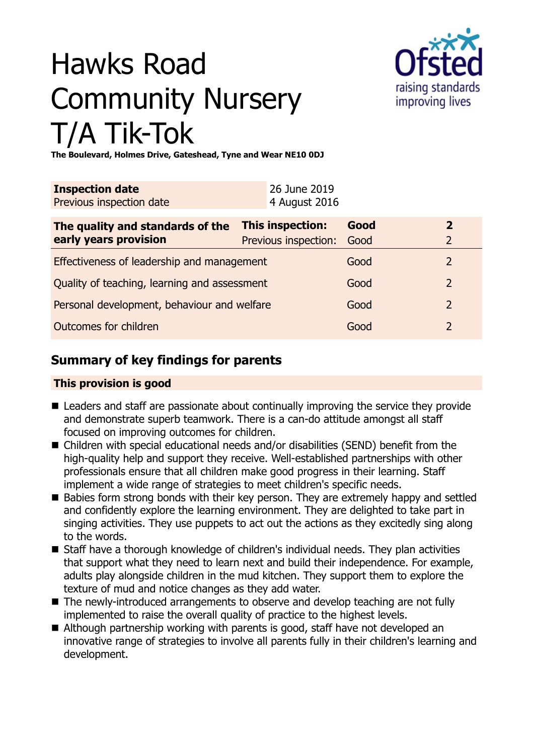# Hawks Road Community Nursery T/A Tik-Tok

**The Boulevard, Holmes Drive, Gateshead, Tyne and Wear NE10 0DJ**

| | |
|---|---|
| **Inspection date** | 26 June 2019 |
| Previous inspection date | 4 August 2016 |

| **The quality and standards of the early years provision** | **This inspection:** | **Good** | **2** |
|---|---|---|---|
| | Previous inspection: | Good | 2 |
| Effectiveness of leadership and management | | Good | 2 |
| Quality of teaching, learning and assessment | | Good | 2 |
| Personal development, behaviour and welfare | | Good | 2 |
| Outcomes for children | | Good | 2 |

## Summary of key findings for parents

**This provision is good**

- Leaders and staff are passionate about continually improving the service they provide and demonstrate superb teamwork. There is a can-do attitude amongst all staff focused on improving outcomes for children.
- Children with special educational needs and/or disabilities (SEND) benefit from the high-quality help and support they receive. Well-established partnerships with other professionals ensure that all children make good progress in their learning. Staff implement a wide range of strategies to meet children's specific needs.
- Babies form strong bonds with their key person. They are extremely happy and settled and confidently explore the learning environment. They are delighted to take part in singing activities. They use puppets to act out the actions as they excitedly sing along to the words.
- Staff have a thorough knowledge of children's individual needs. They plan activities that support what they need to learn next and build their independence. For example, adults play alongside children in the mud kitchen. They support them to explore the texture of mud and notice changes as they add water.
- The newly-introduced arrangements to observe and develop teaching are not fully implemented to raise the overall quality of practice to the highest levels.
- Although partnership working with parents is good, staff have not developed an innovative range of strategies to involve all parents fully in their children's learning and development.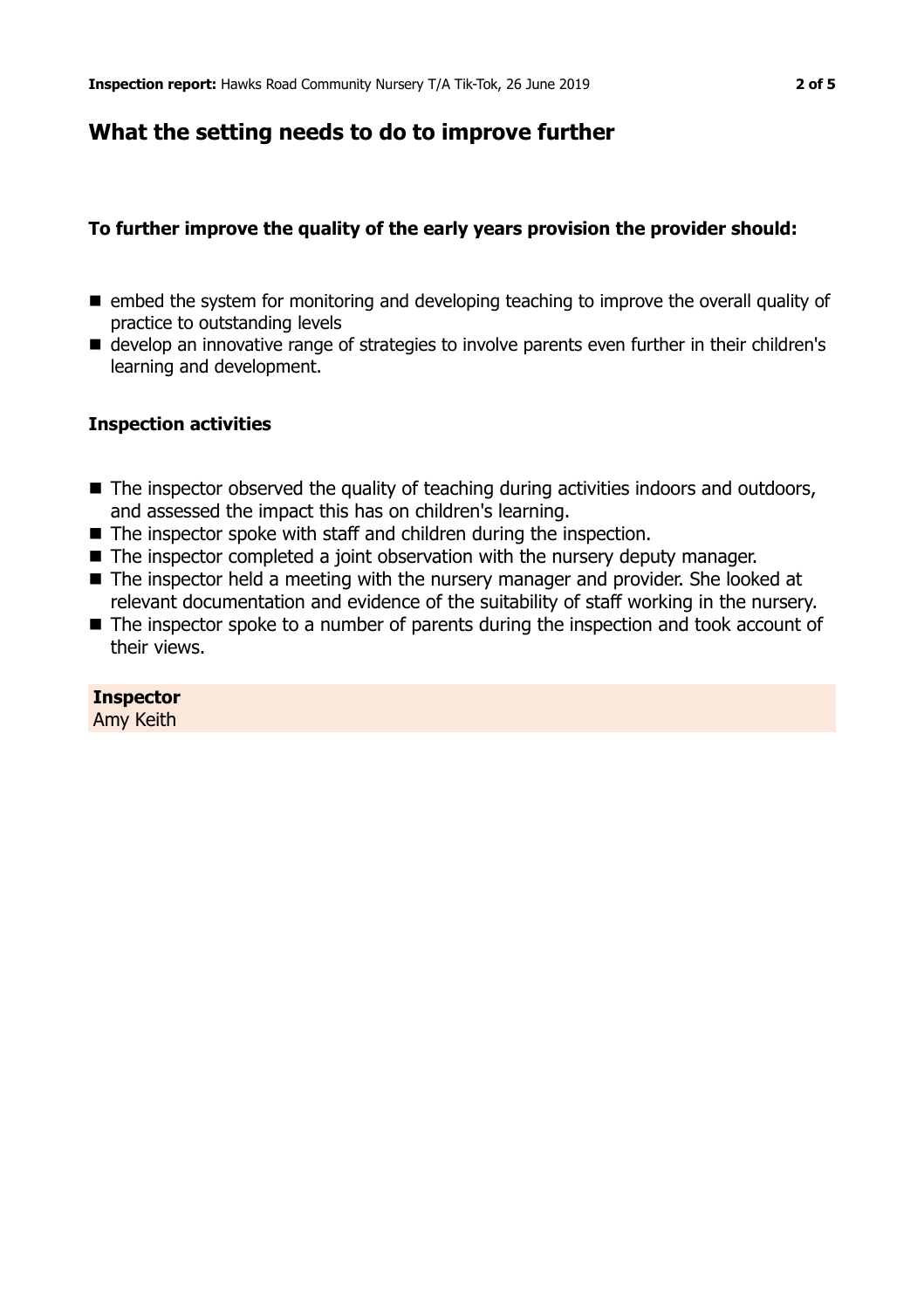## What the setting needs to do to improve further

### To further improve the quality of the early years provision the provider should:

- embed the system for monitoring and developing teaching to improve the overall quality of practice to outstanding levels
- develop an innovative range of strategies to involve parents even further in their children's learning and development.

### Inspection activities

- The inspector observed the quality of teaching during activities indoors and outdoors, and assessed the impact this has on children's learning.
- The inspector spoke with staff and children during the inspection.
- The inspector completed a joint observation with the nursery deputy manager.
- The inspector held a meeting with the nursery manager and provider. She looked at relevant documentation and evidence of the suitability of staff working in the nursery.
- The inspector spoke to a number of parents during the inspection and took account of their views.

**Inspector**
Amy Keith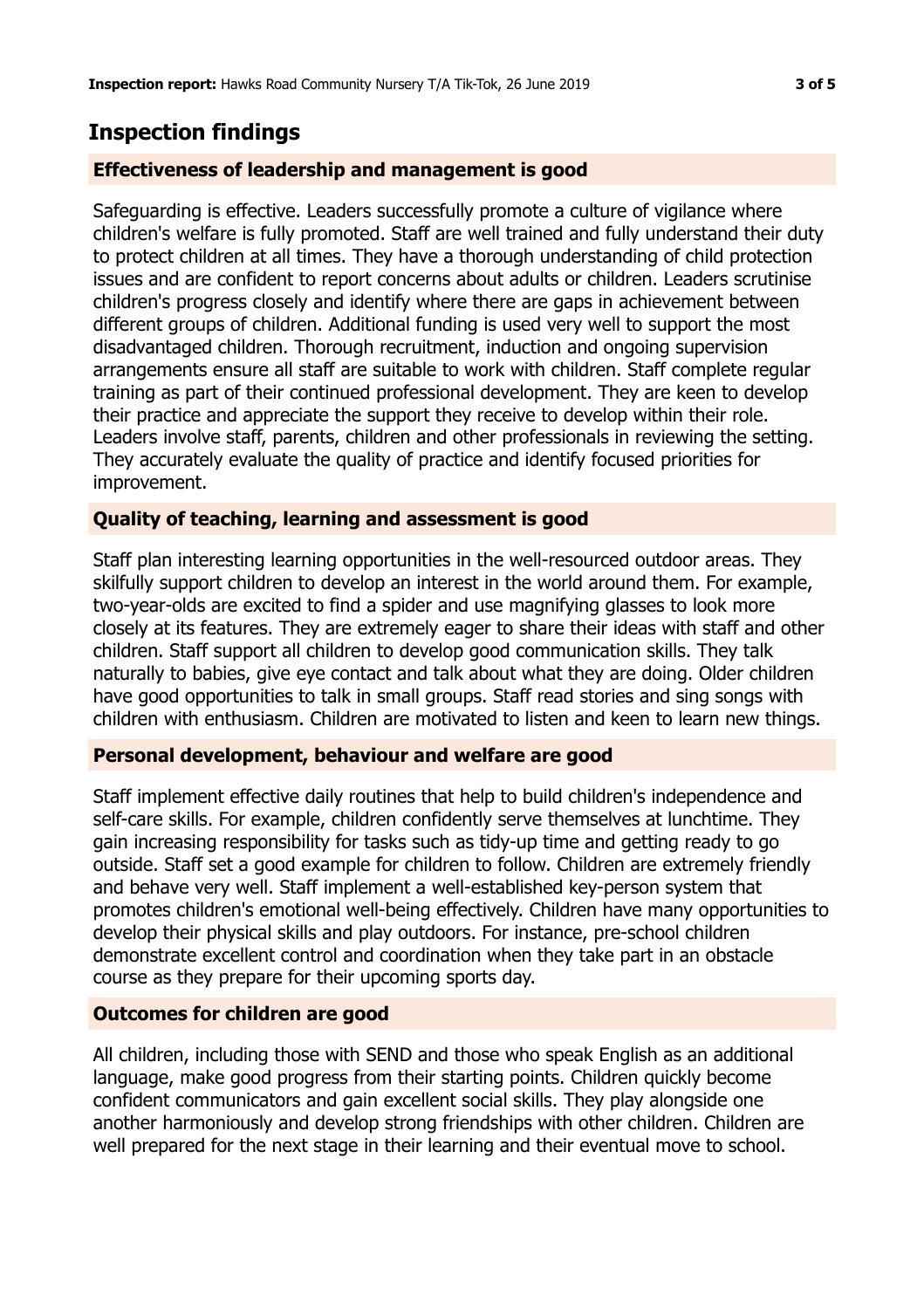## Inspection findings

### Effectiveness of leadership and management is good

Safeguarding is effective. Leaders successfully promote a culture of vigilance where children's welfare is fully promoted. Staff are well trained and fully understand their duty to protect children at all times. They have a thorough understanding of child protection issues and are confident to report concerns about adults or children. Leaders scrutinise children's progress closely and identify where there are gaps in achievement between different groups of children. Additional funding is used very well to support the most disadvantaged children. Thorough recruitment, induction and ongoing supervision arrangements ensure all staff are suitable to work with children. Staff complete regular training as part of their continued professional development. They are keen to develop their practice and appreciate the support they receive to develop within their role. Leaders involve staff, parents, children and other professionals in reviewing the setting. They accurately evaluate the quality of practice and identify focused priorities for improvement.

### Quality of teaching, learning and assessment is good

Staff plan interesting learning opportunities in the well-resourced outdoor areas. They skilfully support children to develop an interest in the world around them. For example, two-year-olds are excited to find a spider and use magnifying glasses to look more closely at its features. They are extremely eager to share their ideas with staff and other children. Staff support all children to develop good communication skills. They talk naturally to babies, give eye contact and talk about what they are doing. Older children have good opportunities to talk in small groups. Staff read stories and sing songs with children with enthusiasm. Children are motivated to listen and keen to learn new things.

### Personal development, behaviour and welfare are good

Staff implement effective daily routines that help to build children's independence and self-care skills. For example, children confidently serve themselves at lunchtime. They gain increasing responsibility for tasks such as tidy-up time and getting ready to go outside. Staff set a good example for children to follow. Children are extremely friendly and behave very well. Staff implement a well-established key-person system that promotes children's emotional well-being effectively. Children have many opportunities to develop their physical skills and play outdoors. For instance, pre-school children demonstrate excellent control and coordination when they take part in an obstacle course as they prepare for their upcoming sports day.

### Outcomes for children are good

All children, including those with SEND and those who speak English as an additional language, make good progress from their starting points. Children quickly become confident communicators and gain excellent social skills. They play alongside one another harmoniously and develop strong friendships with other children. Children are well prepared for the next stage in their learning and their eventual move to school.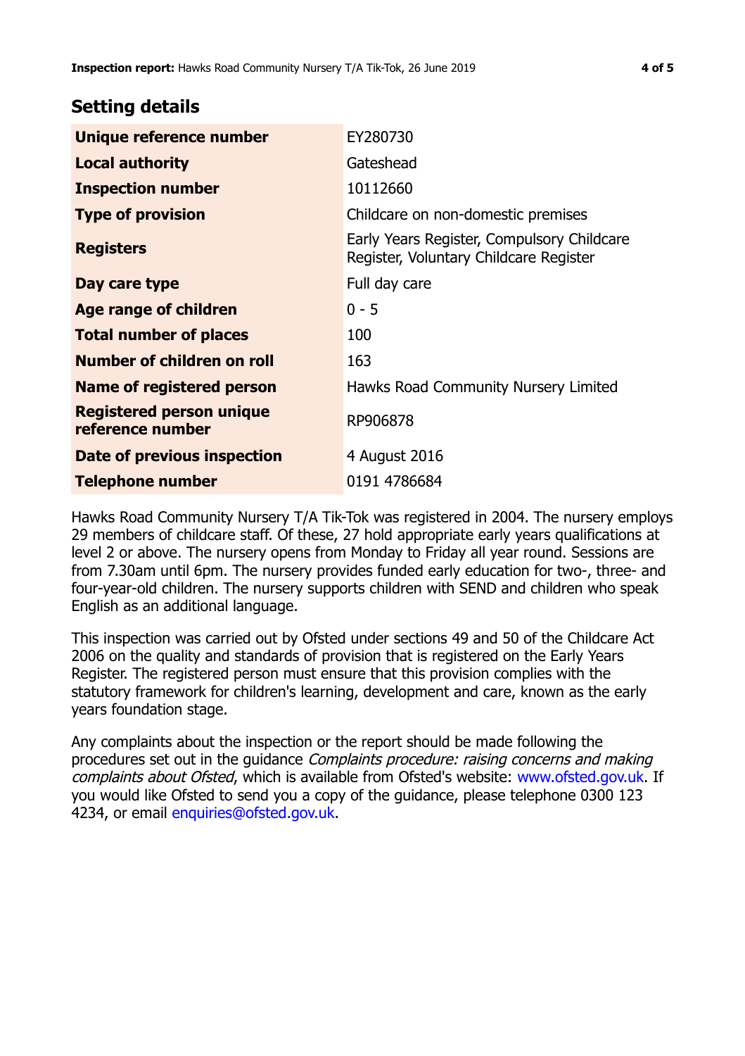## Setting details

| | |
|---|---|
| **Unique reference number** | EY280730 |
| **Local authority** | Gateshead |
| **Inspection number** | 10112660 |
| **Type of provision** | Childcare on non-domestic premises |
| **Registers** | Early Years Register, Compulsory Childcare Register, Voluntary Childcare Register |
| **Day care type** | Full day care |
| **Age range of children** | 0 - 5 |
| **Total number of places** | 100 |
| **Number of children on roll** | 163 |
| **Name of registered person** | Hawks Road Community Nursery Limited |
| **Registered person unique reference number** | RP906878 |
| **Date of previous inspection** | 4 August 2016 |
| **Telephone number** | 0191 4786684 |

Hawks Road Community Nursery T/A Tik-Tok was registered in 2004. The nursery employs 29 members of childcare staff. Of these, 27 hold appropriate early years qualifications at level 2 or above. The nursery opens from Monday to Friday all year round. Sessions are from 7.30am until 6pm. The nursery provides funded early education for two-, three- and four-year-old children. The nursery supports children with SEND and children who speak English as an additional language.

This inspection was carried out by Ofsted under sections 49 and 50 of the Childcare Act 2006 on the quality and standards of provision that is registered on the Early Years Register. The registered person must ensure that this provision complies with the statutory framework for children's learning, development and care, known as the early years foundation stage.

Any complaints about the inspection or the report should be made following the procedures set out in the guidance *Complaints procedure: raising concerns and making complaints about Ofsted*, which is available from Ofsted's website: www.ofsted.gov.uk. If you would like Ofsted to send you a copy of the guidance, please telephone 0300 123 4234, or email enquiries@ofsted.gov.uk.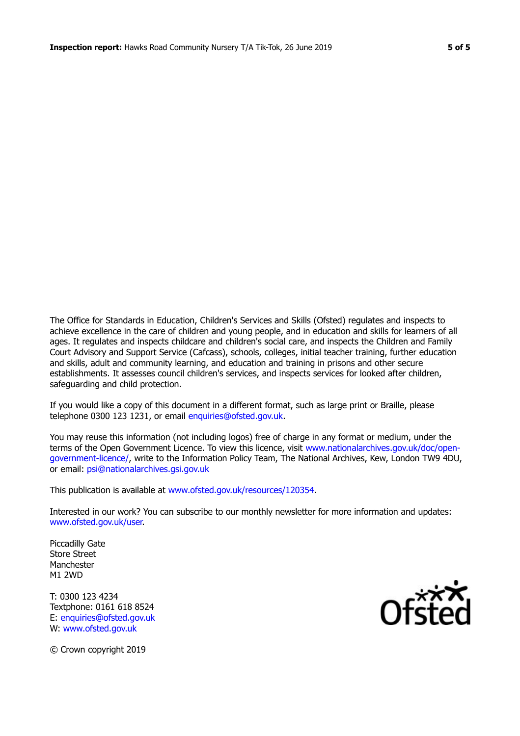The Office for Standards in Education, Children's Services and Skills (Ofsted) regulates and inspects to achieve excellence in the care of children and young people, and in education and skills for learners of all ages. It regulates and inspects childcare and children's social care, and inspects the Children and Family Court Advisory and Support Service (Cafcass), schools, colleges, initial teacher training, further education and skills, adult and community learning, and education and training in prisons and other secure establishments. It assesses council children's services, and inspects services for looked after children, safeguarding and child protection.

If you would like a copy of this document in a different format, such as large print or Braille, please telephone 0300 123 1231, or email enquiries@ofsted.gov.uk.

You may reuse this information (not including logos) free of charge in any format or medium, under the terms of the Open Government Licence. To view this licence, visit www.nationalarchives.gov.uk/doc/open-government-licence/, write to the Information Policy Team, The National Archives, Kew, London TW9 4DU, or email: psi@nationalarchives.gsi.gov.uk

This publication is available at www.ofsted.gov.uk/resources/120354.

Interested in our work? You can subscribe to our monthly newsletter for more information and updates: www.ofsted.gov.uk/user.

Piccadilly Gate
Store Street
Manchester
M1 2WD

T: 0300 123 4234
Textphone: 0161 618 8524
E: enquiries@ofsted.gov.uk
W: www.ofsted.gov.uk

© Crown copyright 2019